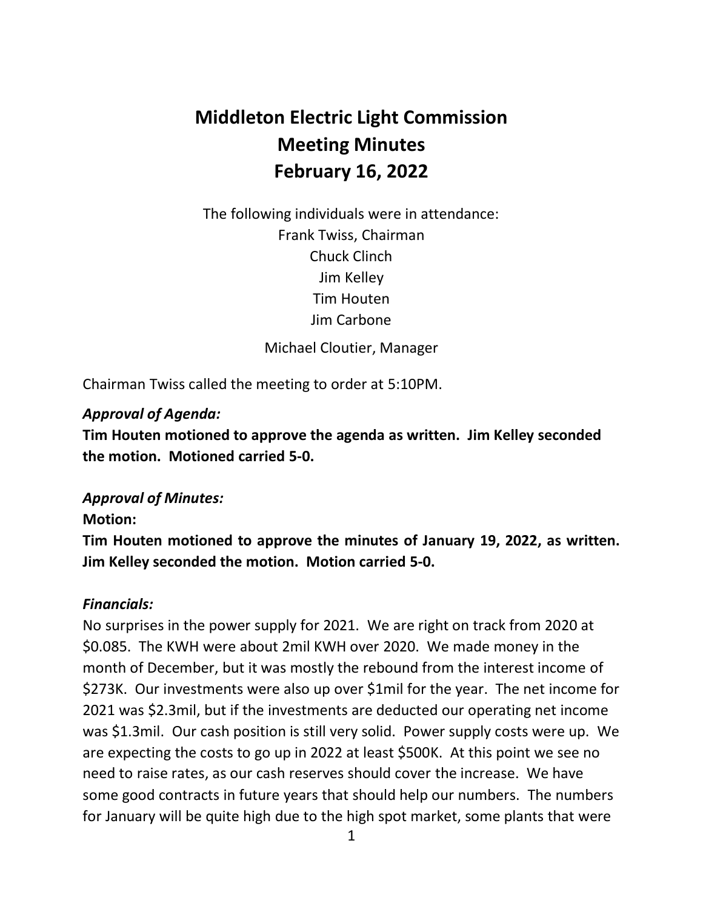# Middleton Electric Light Commission
# Meeting Minutes
# February 16, 2022

The following individuals were in attendance:
Frank Twiss, Chairman
Chuck Clinch
Jim Kelley
Tim Houten
Jim Carbone

Michael Cloutier, Manager

Chairman Twiss called the meeting to order at 5:10PM.

***Approval of Agenda:***

**Tim Houten motioned to approve the agenda as written. Jim Kelley seconded the motion. Motioned carried 5-0.**

***Approval of Minutes:***

**Motion:**

**Tim Houten motioned to approve the minutes of January 19, 2022, as written. Jim Kelley seconded the motion. Motion carried 5-0.**

***Financials:***

No surprises in the power supply for 2021. We are right on track from 2020 at $0.085. The KWH were about 2mil KWH over 2020. We made money in the month of December, but it was mostly the rebound from the interest income of $273K. Our investments were also up over $1mil for the year. The net income for 2021 was $2.3mil, but if the investments are deducted our operating net income was $1.3mil. Our cash position is still very solid. Power supply costs were up. We are expecting the costs to go up in 2022 at least $500K. At this point we see no need to raise rates, as our cash reserves should cover the increase. We have some good contracts in future years that should help our numbers. The numbers for January will be quite high due to the high spot market, some plants that were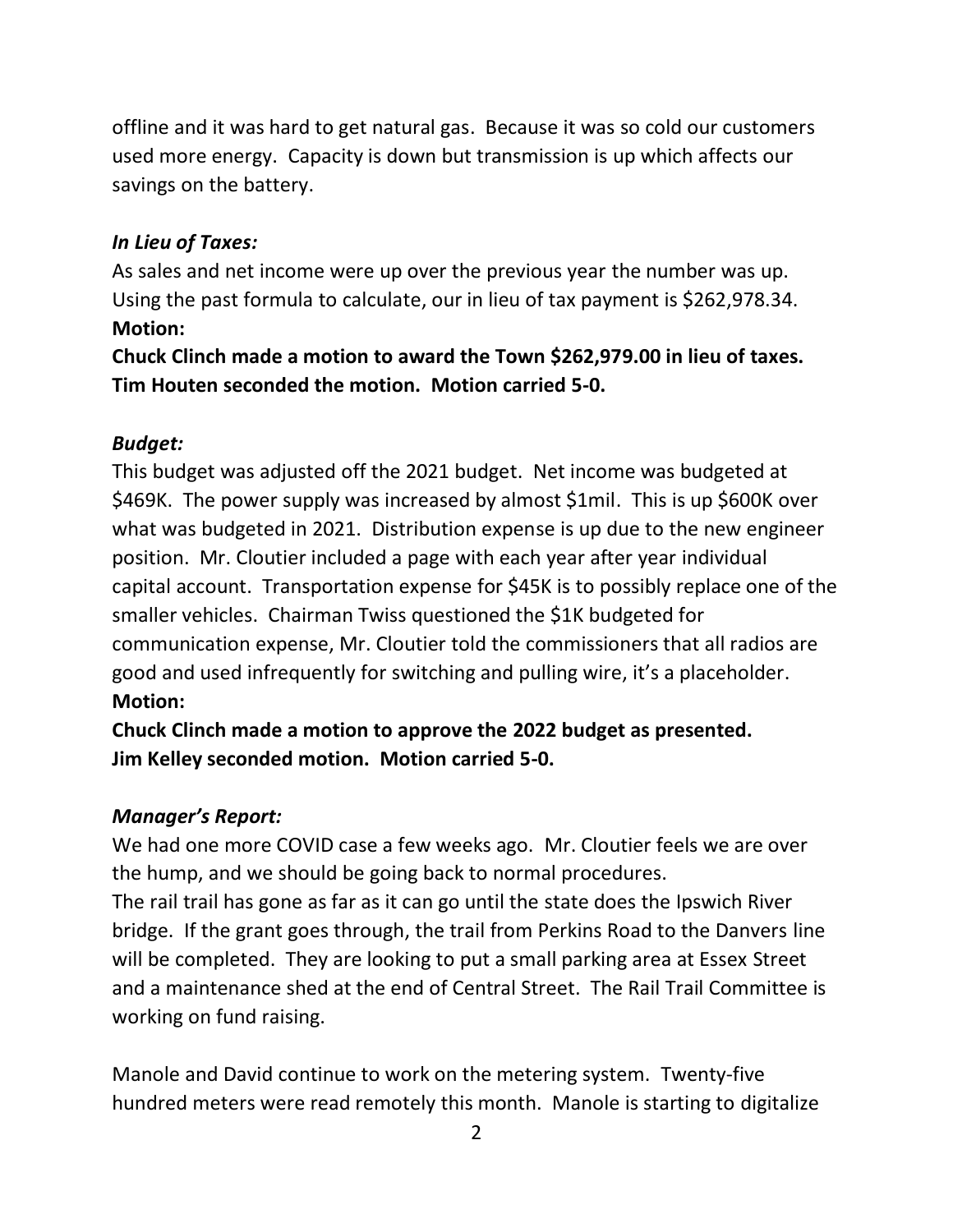offline and it was hard to get natural gas. Because it was so cold our customers used more energy. Capacity is down but transmission is up which affects our savings on the battery.

***In Lieu of Taxes:***

As sales and net income were up over the previous year the number was up. Using the past formula to calculate, our in lieu of tax payment is $262,978.34.

**Motion:**

**Chuck Clinch made a motion to award the Town $262,979.00 in lieu of taxes. Tim Houten seconded the motion. Motion carried 5-0.**

***Budget:***

This budget was adjusted off the 2021 budget. Net income was budgeted at $469K. The power supply was increased by almost $1mil. This is up $600K over what was budgeted in 2021. Distribution expense is up due to the new engineer position. Mr. Cloutier included a page with each year after year individual capital account. Transportation expense for $45K is to possibly replace one of the smaller vehicles. Chairman Twiss questioned the $1K budgeted for communication expense, Mr. Cloutier told the commissioners that all radios are good and used infrequently for switching and pulling wire, it's a placeholder.

**Motion:**

**Chuck Clinch made a motion to approve the 2022 budget as presented. Jim Kelley seconded motion. Motion carried 5-0.**

***Manager's Report:***

We had one more COVID case a few weeks ago. Mr. Cloutier feels we are over the hump, and we should be going back to normal procedures.

The rail trail has gone as far as it can go until the state does the Ipswich River bridge. If the grant goes through, the trail from Perkins Road to the Danvers line will be completed. They are looking to put a small parking area at Essex Street and a maintenance shed at the end of Central Street. The Rail Trail Committee is working on fund raising.

Manole and David continue to work on the metering system. Twenty-five hundred meters were read remotely this month. Manole is starting to digitalize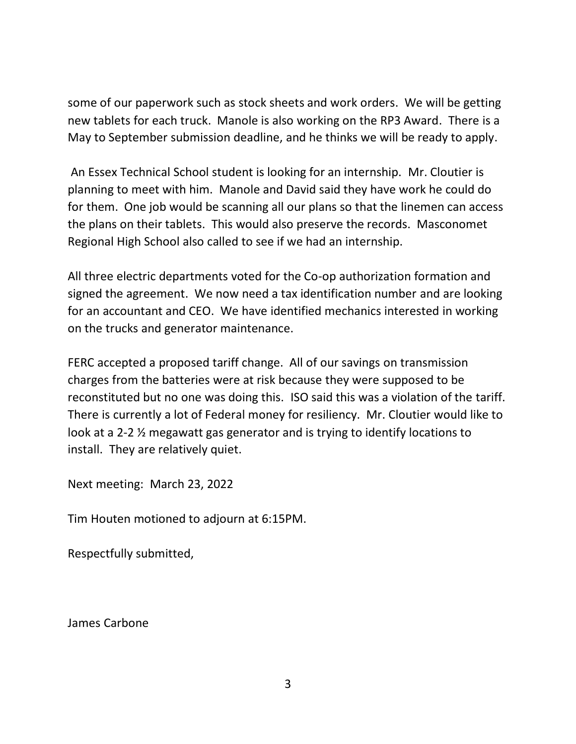some of our paperwork such as stock sheets and work orders. We will be getting new tablets for each truck. Manole is also working on the RP3 Award. There is a May to September submission deadline, and he thinks we will be ready to apply.

An Essex Technical School student is looking for an internship. Mr. Cloutier is planning to meet with him. Manole and David said they have work he could do for them. One job would be scanning all our plans so that the linemen can access the plans on their tablets. This would also preserve the records. Masconomet Regional High School also called to see if we had an internship.

All three electric departments voted for the Co-op authorization formation and signed the agreement. We now need a tax identification number and are looking for an accountant and CEO. We have identified mechanics interested in working on the trucks and generator maintenance.

FERC accepted a proposed tariff change. All of our savings on transmission charges from the batteries were at risk because they were supposed to be reconstituted but no one was doing this. ISO said this was a violation of the tariff. There is currently a lot of Federal money for resiliency. Mr. Cloutier would like to look at a 2-2 ½ megawatt gas generator and is trying to identify locations to install. They are relatively quiet.

Next meeting: March 23, 2022

Tim Houten motioned to adjourn at 6:15PM.

Respectfully submitted,

James Carbone